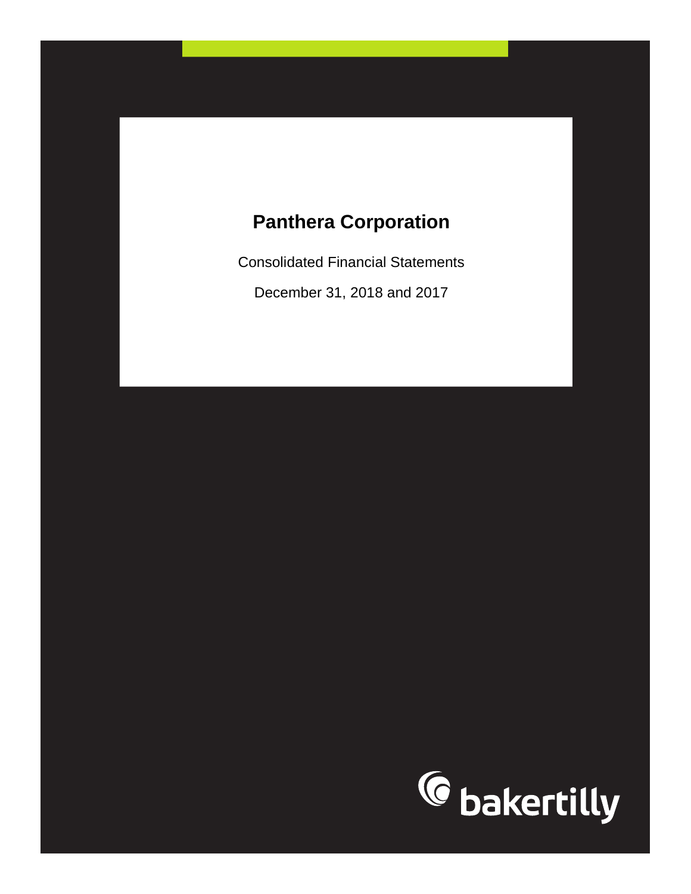# Panthera Corporation

Consolidated Financial Statements

December 31, 2018 and 2017

bakertilly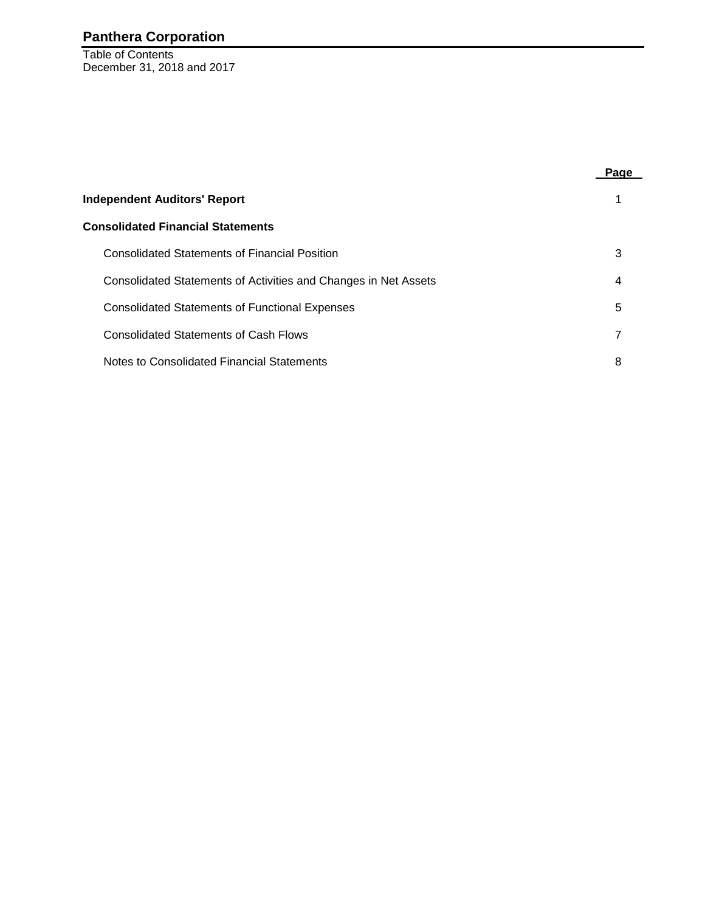# Panthera Corporation

Table of Contents
December 31, 2018 and 2017

| | Page |
|---|---|
| **Independent Auditors' Report** | 1 |
| **Consolidated Financial Statements** | |
| Consolidated Statements of Financial Position | 3 |
| Consolidated Statements of Activities and Changes in Net Assets | 4 |
| Consolidated Statements of Functional Expenses | 5 |
| Consolidated Statements of Cash Flows | 7 |
| Notes to Consolidated Financial Statements | 8 |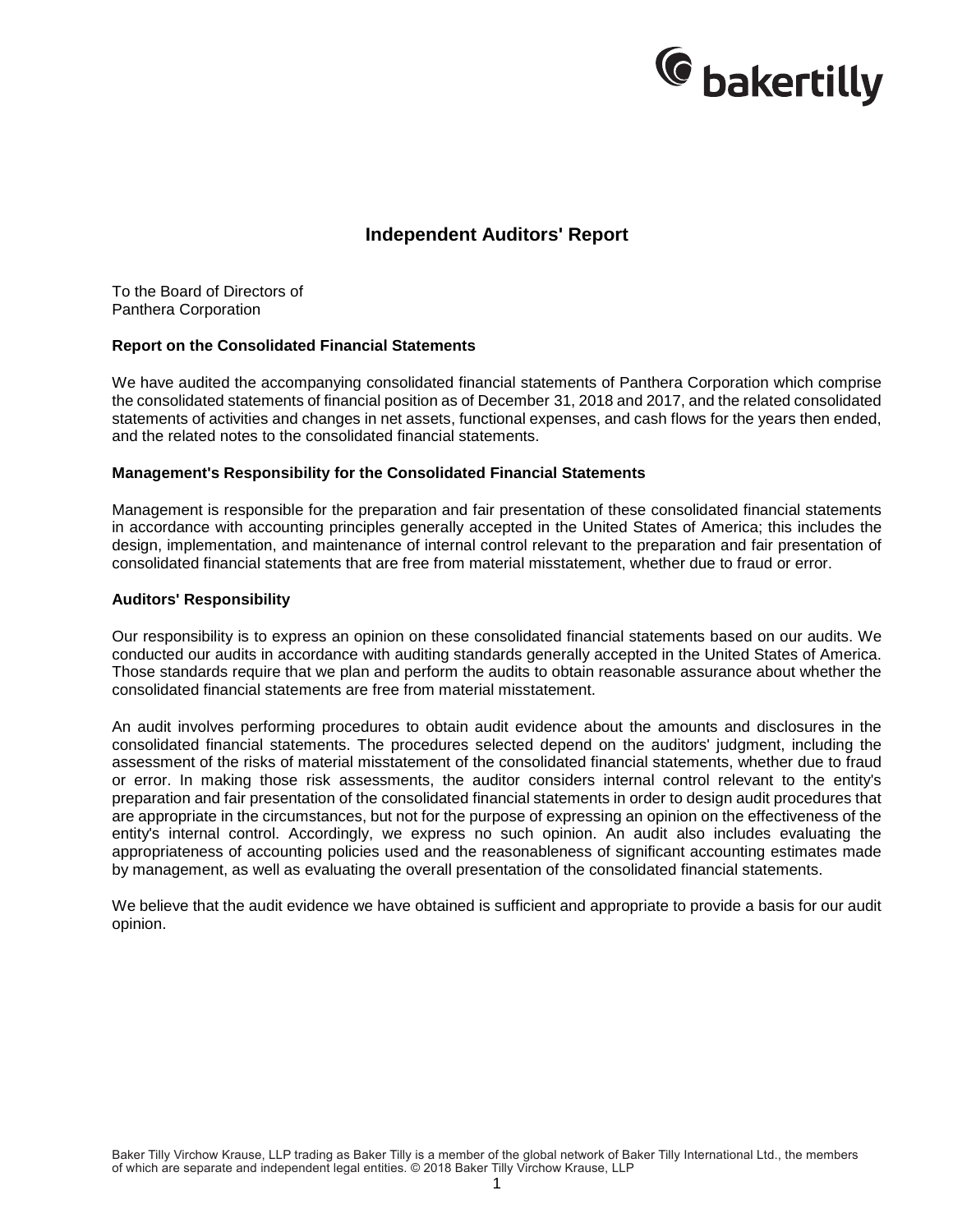# Independent Auditors' Report

To the Board of Directors of
Panthera Corporation

### Report on the Consolidated Financial Statements

We have audited the accompanying consolidated financial statements of Panthera Corporation which comprise the consolidated statements of financial position as of December 31, 2018 and 2017, and the related consolidated statements of activities and changes in net assets, functional expenses, and cash flows for the years then ended, and the related notes to the consolidated financial statements.

### Management's Responsibility for the Consolidated Financial Statements

Management is responsible for the preparation and fair presentation of these consolidated financial statements in accordance with accounting principles generally accepted in the United States of America; this includes the design, implementation, and maintenance of internal control relevant to the preparation and fair presentation of consolidated financial statements that are free from material misstatement, whether due to fraud or error.

### Auditors' Responsibility

Our responsibility is to express an opinion on these consolidated financial statements based on our audits. We conducted our audits in accordance with auditing standards generally accepted in the United States of America. Those standards require that we plan and perform the audits to obtain reasonable assurance about whether the consolidated financial statements are free from material misstatement.

An audit involves performing procedures to obtain audit evidence about the amounts and disclosures in the consolidated financial statements. The procedures selected depend on the auditors' judgment, including the assessment of the risks of material misstatement of the consolidated financial statements, whether due to fraud or error. In making those risk assessments, the auditor considers internal control relevant to the entity's preparation and fair presentation of the consolidated financial statements in order to design audit procedures that are appropriate in the circumstances, but not for the purpose of expressing an opinion on the effectiveness of the entity's internal control. Accordingly, we express no such opinion. An audit also includes evaluating the appropriateness of accounting policies used and the reasonableness of significant accounting estimates made by management, as well as evaluating the overall presentation of the consolidated financial statements.

We believe that the audit evidence we have obtained is sufficient and appropriate to provide a basis for our audit opinion.

Baker Tilly Virchow Krause, LLP trading as Baker Tilly is a member of the global network of Baker Tilly International Ltd., the members of which are separate and independent legal entities. © 2018 Baker Tilly Virchow Krause, LLP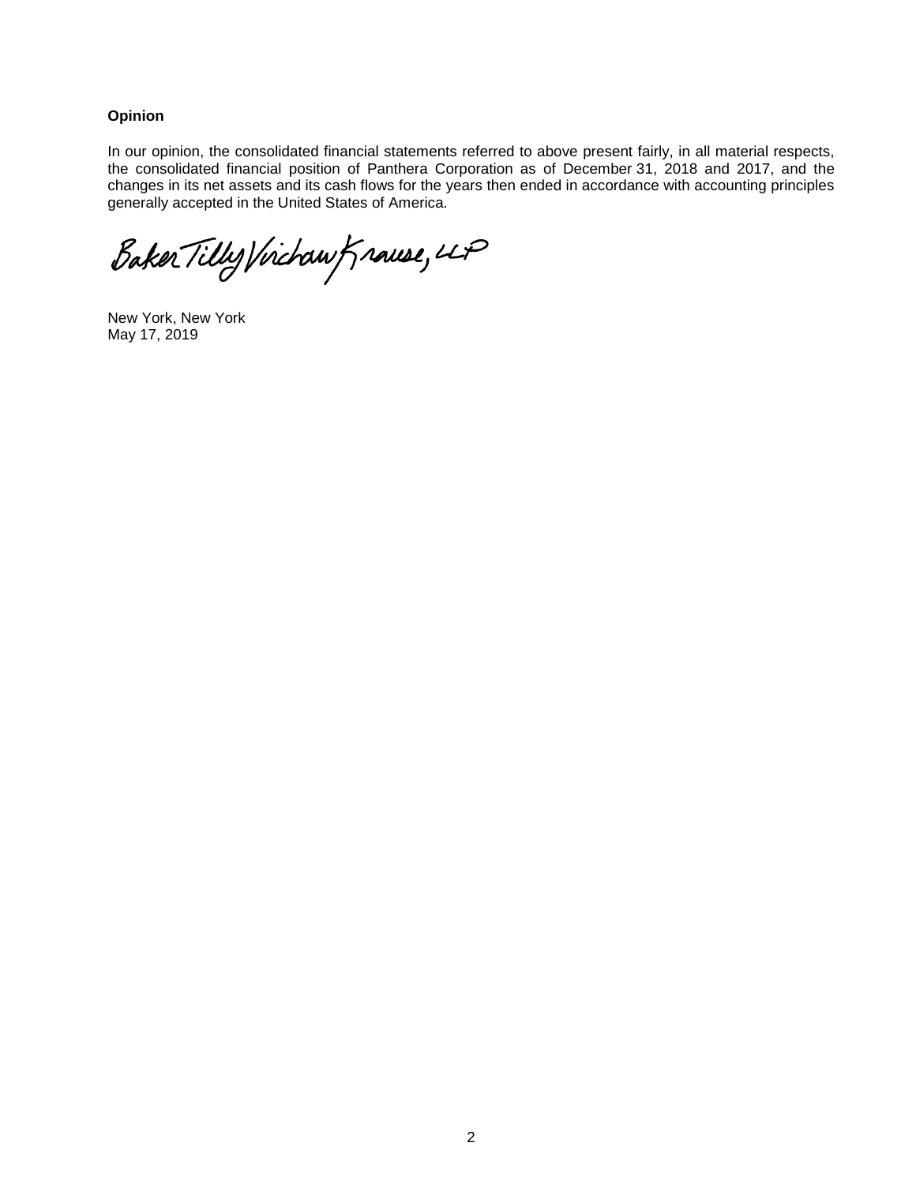**Opinion**

In our opinion, the consolidated financial statements referred to above present fairly, in all material respects, the consolidated financial position of Panthera Corporation as of December 31, 2018 and 2017, and the changes in its net assets and its cash flows for the years then ended in accordance with accounting principles generally accepted in the United States of America.

Baker Tilly Virchow Krause, LLP

New York, New York
May 17, 2019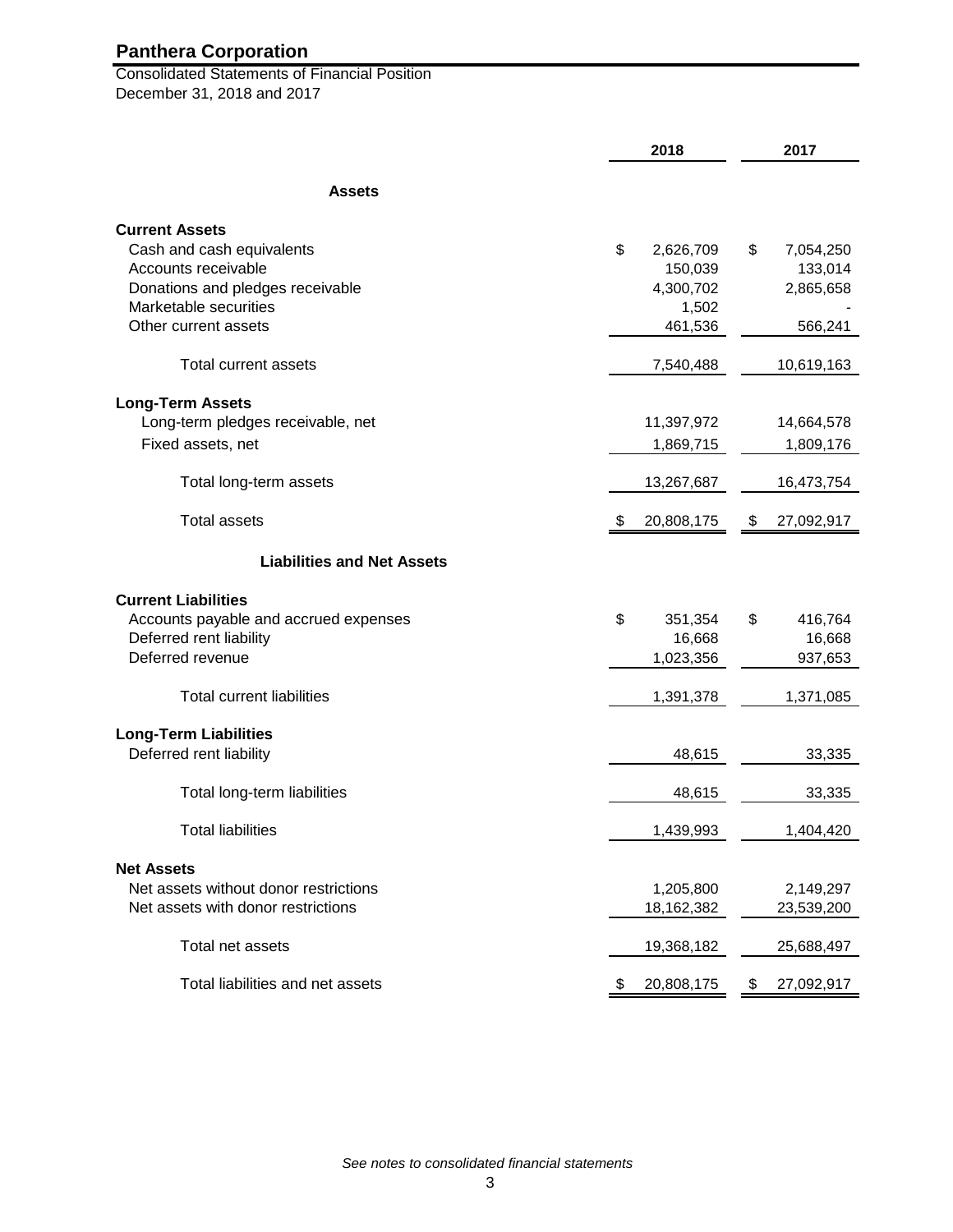# Panthera Corporation

Consolidated Statements of Financial Position
December 31, 2018 and 2017

| | 2018 | 2017 |
|---|---|---|
| **Assets** | | |
| **Current Assets** | | |
| Cash and cash equivalents | $ 2,626,709 | $ 7,054,250 |
| Accounts receivable | 150,039 | 133,014 |
| Donations and pledges receivable | 4,300,702 | 2,865,658 |
| Marketable securities | 1,502 | - |
| Other current assets | 461,536 | 566,241 |
| Total current assets | 7,540,488 | 10,619,163 |
| **Long-Term Assets** | | |
| Long-term pledges receivable, net | 11,397,972 | 14,664,578 |
| Fixed assets, net | 1,869,715 | 1,809,176 |
| Total long-term assets | 13,267,687 | 16,473,754 |
| Total assets | $ 20,808,175 | $ 27,092,917 |
| **Liabilities and Net Assets** | | |
| **Current Liabilities** | | |
| Accounts payable and accrued expenses | $ 351,354 | $ 416,764 |
| Deferred rent liability | 16,668 | 16,668 |
| Deferred revenue | 1,023,356 | 937,653 |
| Total current liabilities | 1,391,378 | 1,371,085 |
| **Long-Term Liabilities** | | |
| Deferred rent liability | 48,615 | 33,335 |
| Total long-term liabilities | 48,615 | 33,335 |
| Total liabilities | 1,439,993 | 1,404,420 |
| **Net Assets** | | |
| Net assets without donor restrictions | 1,205,800 | 2,149,297 |
| Net assets with donor restrictions | 18,162,382 | 23,539,200 |
| Total net assets | 19,368,182 | 25,688,497 |
| Total liabilities and net assets | $ 20,808,175 | $ 27,092,917 |

*See notes to consolidated financial statements*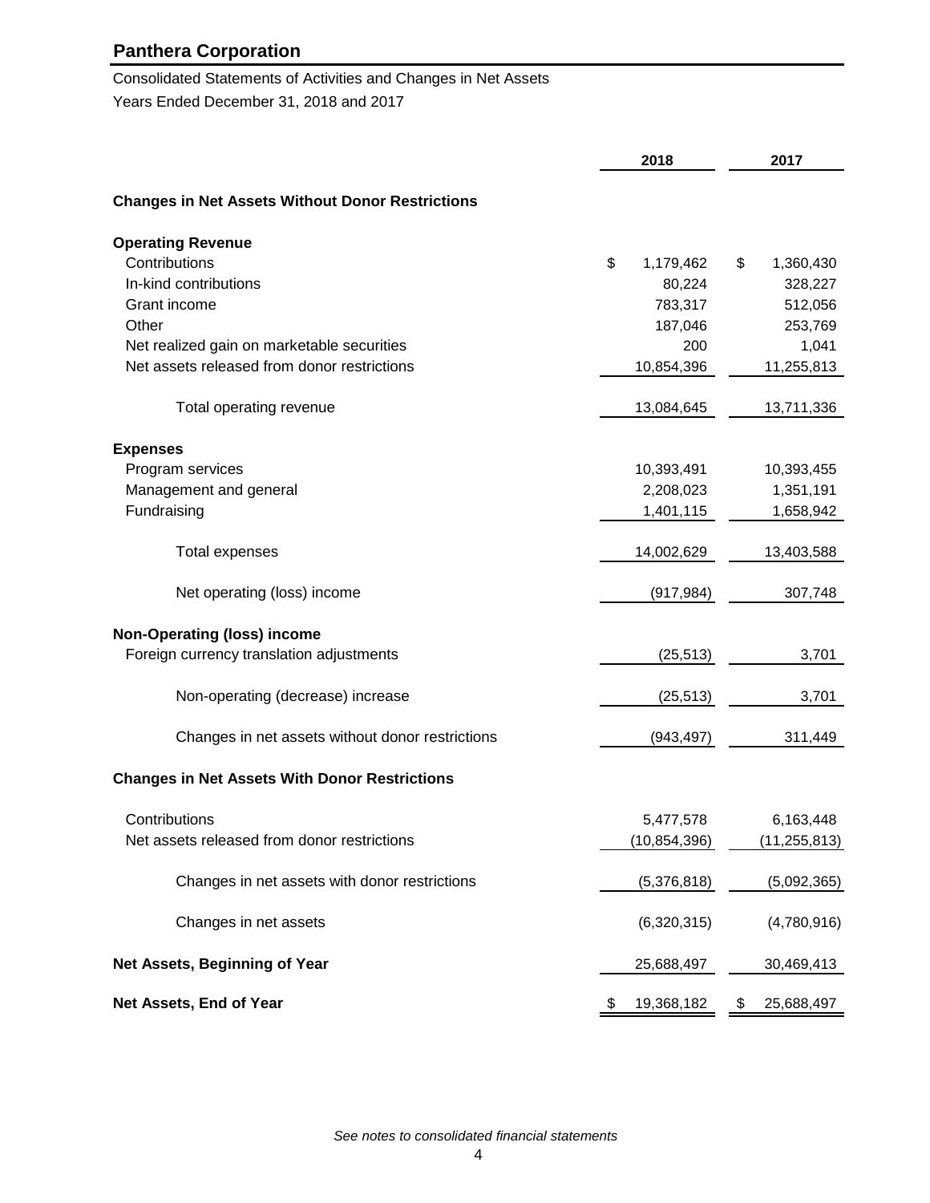## Panthera Corporation

Consolidated Statements of Activities and Changes in Net Assets

Years Ended December 31, 2018 and 2017

| | 2018 | 2017 |
|---|---|---|
| **Changes in Net Assets Without Donor Restrictions** | | |
| **Operating Revenue** | | |
| Contributions | $ 1,179,462 | $ 1,360,430 |
| In-kind contributions | 80,224 | 328,227 |
| Grant income | 783,317 | 512,056 |
| Other | 187,046 | 253,769 |
| Net realized gain on marketable securities | 200 | 1,041 |
| Net assets released from donor restrictions | 10,854,396 | 11,255,813 |
| Total operating revenue | 13,084,645 | 13,711,336 |
| **Expenses** | | |
| Program services | 10,393,491 | 10,393,455 |
| Management and general | 2,208,023 | 1,351,191 |
| Fundraising | 1,401,115 | 1,658,942 |
| Total expenses | 14,002,629 | 13,403,588 |
| Net operating (loss) income | (917,984) | 307,748 |
| **Non-Operating (loss) income** | | |
| Foreign currency translation adjustments | (25,513) | 3,701 |
| Non-operating (decrease) increase | (25,513) | 3,701 |
| Changes in net assets without donor restrictions | (943,497) | 311,449 |
| **Changes in Net Assets With Donor Restrictions** | | |
| Contributions | 5,477,578 | 6,163,448 |
| Net assets released from donor restrictions | (10,854,396) | (11,255,813) |
| Changes in net assets with donor restrictions | (5,376,818) | (5,092,365) |
| Changes in net assets | (6,320,315) | (4,780,916) |
| **Net Assets, Beginning of Year** | 25,688,497 | 30,469,413 |
| **Net Assets, End of Year** | $ 19,368,182 | $ 25,688,497 |

*See notes to consolidated financial statements*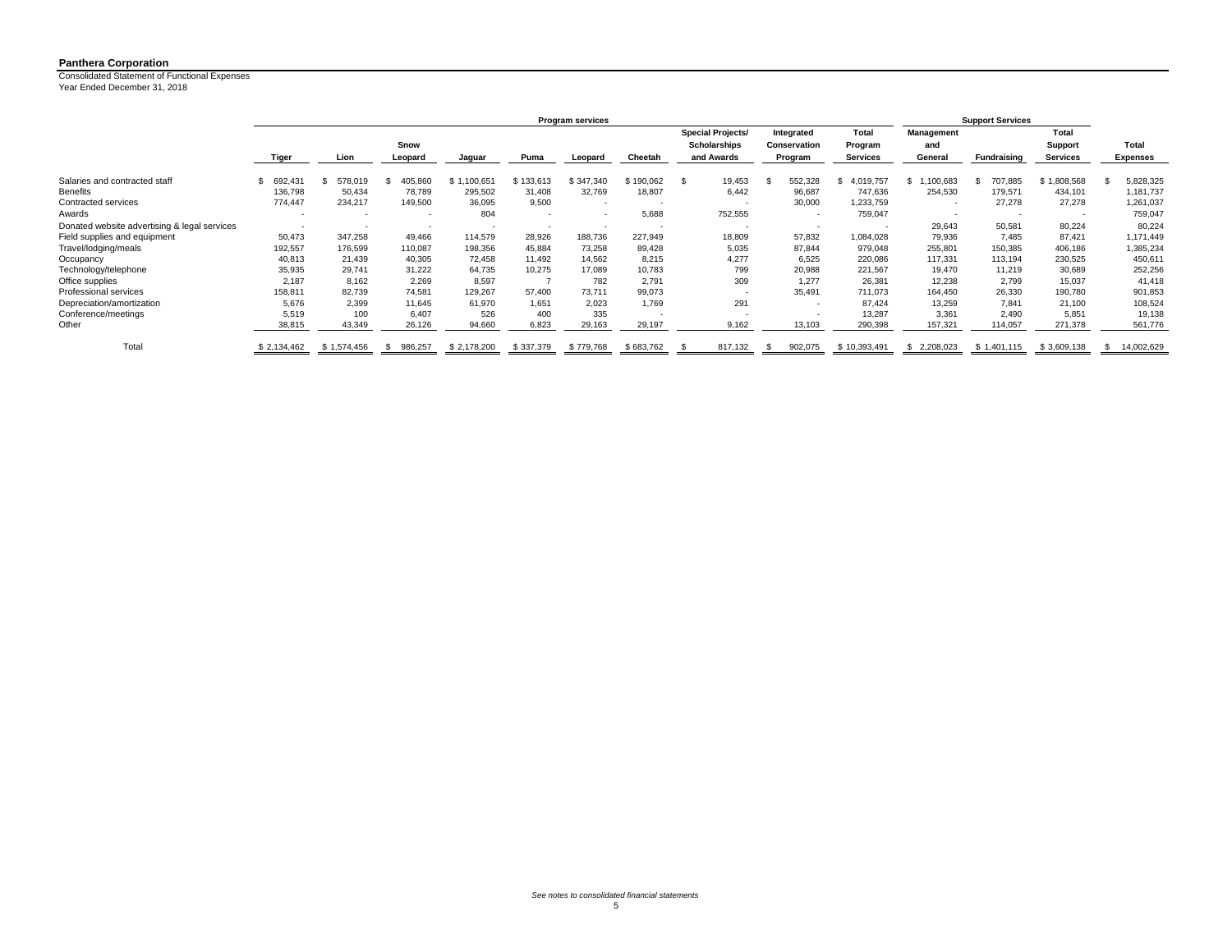**Panthera Corporation**

Consolidated Statement of Functional Expenses
Year Ended December 31, 2018

| | Program services | | | | | | | | | | Support Services | | | |
|---|---|---|---|---|---|---|---|---|---|---|---|---|---|---|
| | Tiger | Lion | Snow Leopard | Jaguar | Puma | Leopard | Cheetah | Special Projects/ Scholarships and Awards | Integrated Conservation Program | Total Program Services | Management and General | Fundraising | Total Support Services | Total Expenses |
| Salaries and contracted staff | $ 692,431 | $ 578,019 | $ 405,860 | $ 1,100,651 | $ 133,613 | $ 347,340 | $ 190,062 | $ 19,453 | $ 552,328 | $ 4,019,757 | $ 1,100,683 | $ 707,885 | $ 1,808,568 | $ 5,828,325 |
| Benefits | 136,798 | 50,434 | 78,789 | 295,502 | 31,408 | 32,769 | 18,807 | 6,442 | 96,687 | 747,636 | 254,530 | 179,571 | 434,101 | 1,181,737 |
| Contracted services | 774,447 | 234,217 | 149,500 | 36,095 | 9,500 | - | - | - | 30,000 | 1,233,759 | - | 27,278 | 27,278 | 1,261,037 |
| Awards | - | - | - | 804 | - | - | 5,688 | 752,555 | - | 759,047 | - | - | - | 759,047 |
| Donated website advertising & legal services | - | - | - | - | - | - | - | - | - | - | 29,643 | 50,581 | 80,224 | 80,224 |
| Field supplies and equipment | 50,473 | 347,258 | 49,466 | 114,579 | 28,926 | 188,736 | 227,949 | 18,809 | 57,832 | 1,084,028 | 79,936 | 7,485 | 87,421 | 1,171,449 |
| Travel/lodging/meals | 192,557 | 176,599 | 110,087 | 198,356 | 45,884 | 73,258 | 89,428 | 5,035 | 87,844 | 979,048 | 255,801 | 150,385 | 406,186 | 1,385,234 |
| Occupancy | 40,813 | 21,439 | 40,305 | 72,458 | 11,492 | 14,562 | 8,215 | 4,277 | 6,525 | 220,086 | 117,331 | 113,194 | 230,525 | 450,611 |
| Technology/telephone | 35,935 | 29,741 | 31,222 | 64,735 | 10,275 | 17,089 | 10,783 | 799 | 20,988 | 221,567 | 19,470 | 11,219 | 30,689 | 252,256 |
| Office supplies | 2,187 | 8,162 | 2,269 | 8,597 | 7 | 782 | 2,791 | 309 | 1,277 | 26,381 | 12,238 | 2,799 | 15,037 | 41,418 |
| Professional services | 158,811 | 82,739 | 74,581 | 129,267 | 57,400 | 73,711 | 99,073 | - | 35,491 | 711,073 | 164,450 | 26,330 | 190,780 | 901,853 |
| Depreciation/amortization | 5,676 | 2,399 | 11,645 | 61,970 | 1,651 | 2,023 | 1,769 | 291 | - | 87,424 | 13,259 | 7,841 | 21,100 | 108,524 |
| Conference/meetings | 5,519 | 100 | 6,407 | 526 | 400 | 335 | - | - | - | 13,287 | 3,361 | 2,490 | 5,851 | 19,138 |
| Other | 38,815 | 43,349 | 26,126 | 94,660 | 6,823 | 29,163 | 29,197 | 9,162 | 13,103 | 290,398 | 157,321 | 114,057 | 271,378 | 561,776 |
| Total | $ 2,134,462 | $ 1,574,456 | $ 986,257 | $ 2,178,200 | $ 337,379 | $ 779,768 | $ 683,762 | $ 817,132 | $ 902,075 | $ 10,393,491 | $ 2,208,023 | $ 1,401,115 | $ 3,609,138 | $ 14,002,629 |

*See notes to consolidated financial statements*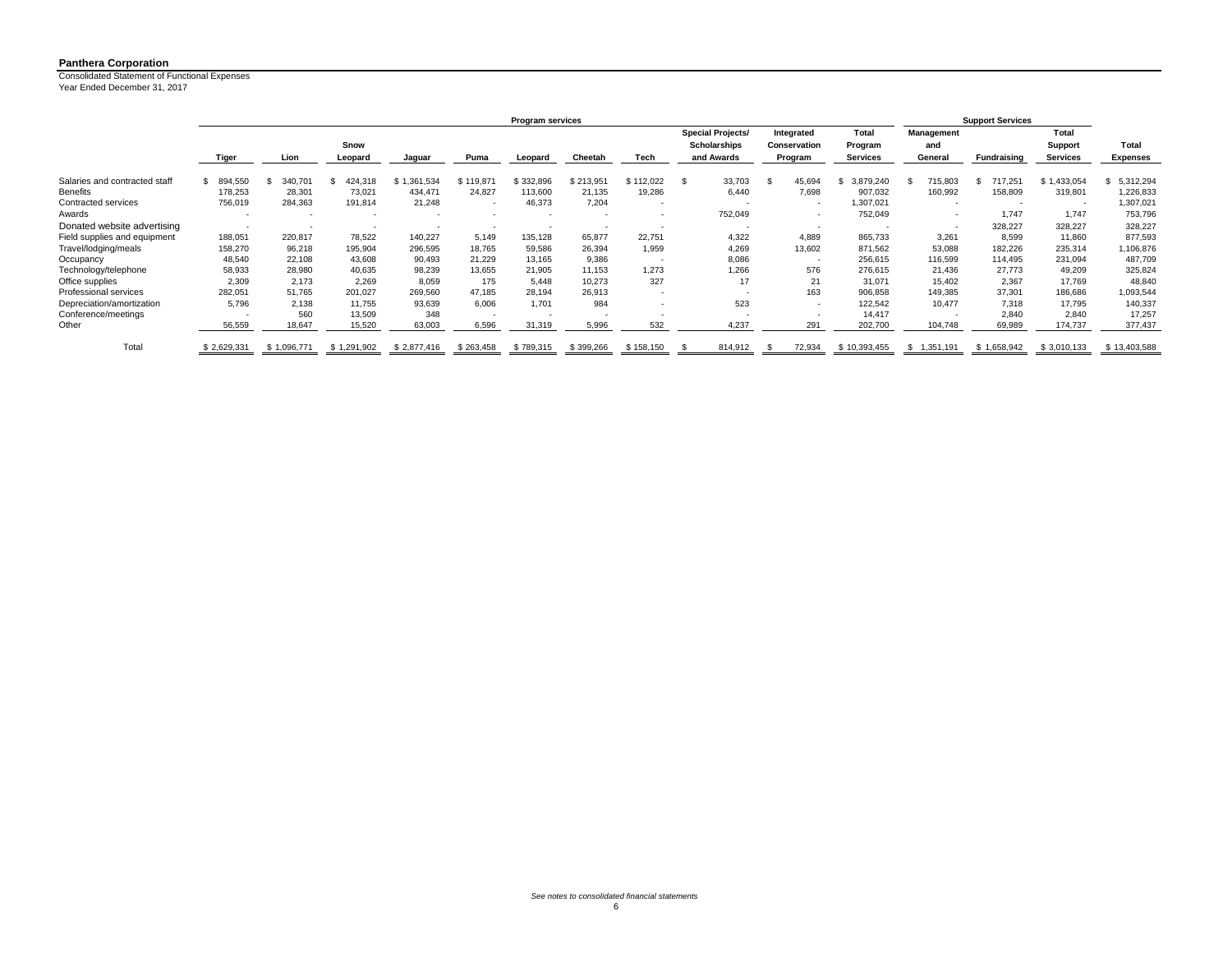**Panthera Corporation**

Consolidated Statement of Functional Expenses
Year Ended December 31, 2017

| | Program services | | | | | | | | | | | Support Services | | | |
|---|---|---|---|---|---|---|---|---|---|---|---|---|---|---|---|
| | Tiger | Lion | Snow Leopard | Jaguar | Puma | Leopard | Cheetah | Tech | Special Projects/ Scholarships and Awards | Integrated Conservation Program | Total Program Services | Management and General | Fundraising | Total Support Services | Total Expenses |
| Salaries and contracted staff | $ 894,550 | $ 340,701 | $ 424,318 | $ 1,361,534 | $ 119,871 | $ 332,896 | $ 213,951 | $ 112,022 | $ 33,703 | $ 45,694 | $ 3,879,240 | $ 715,803 | $ 717,251 | $ 1,433,054 | $ 5,312,294 |
| Benefits | 178,253 | 28,301 | 73,021 | 434,471 | 24,827 | 113,600 | 21,135 | 19,286 | 6,440 | 7,698 | 907,032 | 160,992 | 158,809 | 319,801 | 1,226,833 |
| Contracted services | 756,019 | 284,363 | 191,814 | 21,248 | - | 46,373 | 7,204 | - | - | - | 1,307,021 | - | - | - | 1,307,021 |
| Awards | - | - | - | - | - | - | - | - | 752,049 | - | 752,049 | - | 1,747 | 1,747 | 753,796 |
| Donated website advertising | - | - | - | - | - | - | - | - | - | - | - | - | 328,227 | 328,227 | 328,227 |
| Field supplies and equipment | 188,051 | 220,817 | 78,522 | 140,227 | 5,149 | 135,128 | 65,877 | 22,751 | 4,322 | 4,889 | 865,733 | 3,261 | 8,599 | 11,860 | 877,593 |
| Travel/lodging/meals | 158,270 | 96,218 | 195,904 | 296,595 | 18,765 | 59,586 | 26,394 | 1,959 | 4,269 | 13,602 | 871,562 | 53,088 | 182,226 | 235,314 | 1,106,876 |
| Occupancy | 48,540 | 22,108 | 43,608 | 90,493 | 21,229 | 13,165 | 9,386 | - | 8,086 | - | 256,615 | 116,599 | 114,495 | 231,094 | 487,709 |
| Technology/telephone | 58,933 | 28,980 | 40,635 | 98,239 | 13,655 | 21,905 | 11,153 | 1,273 | 1,266 | 576 | 276,615 | 21,436 | 27,773 | 49,209 | 325,824 |
| Office supplies | 2,309 | 2,173 | 2,269 | 8,059 | 175 | 5,448 | 10,273 | 327 | 17 | 21 | 31,071 | 15,402 | 2,367 | 17,769 | 48,840 |
| Professional services | 282,051 | 51,765 | 201,027 | 269,560 | 47,185 | 28,194 | 26,913 | - | - | 163 | 906,858 | 149,385 | 37,301 | 186,686 | 1,093,544 |
| Depreciation/amortization | 5,796 | 2,138 | 11,755 | 93,639 | 6,006 | 1,701 | 984 | - | 523 | - | 122,542 | 10,477 | 7,318 | 17,795 | 140,337 |
| Conference/meetings | - | 560 | 13,509 | 348 | - | - | - | - | - | - | 14,417 | - | 2,840 | 2,840 | 17,257 |
| Other | 56,559 | 18,647 | 15,520 | 63,003 | 6,596 | 31,319 | 5,996 | 532 | 4,237 | 291 | 202,700 | 104,748 | 69,989 | 174,737 | 377,437 |
| Total | $ 2,629,331 | $ 1,096,771 | $ 1,291,902 | $ 2,877,416 | $ 263,458 | $ 789,315 | $ 399,266 | $ 158,150 | $ 814,912 | $ 72,934 | $ 10,393,455 | $ 1,351,191 | $ 1,658,942 | $ 3,010,133 | $ 13,403,588 |

*See notes to consolidated financial statements*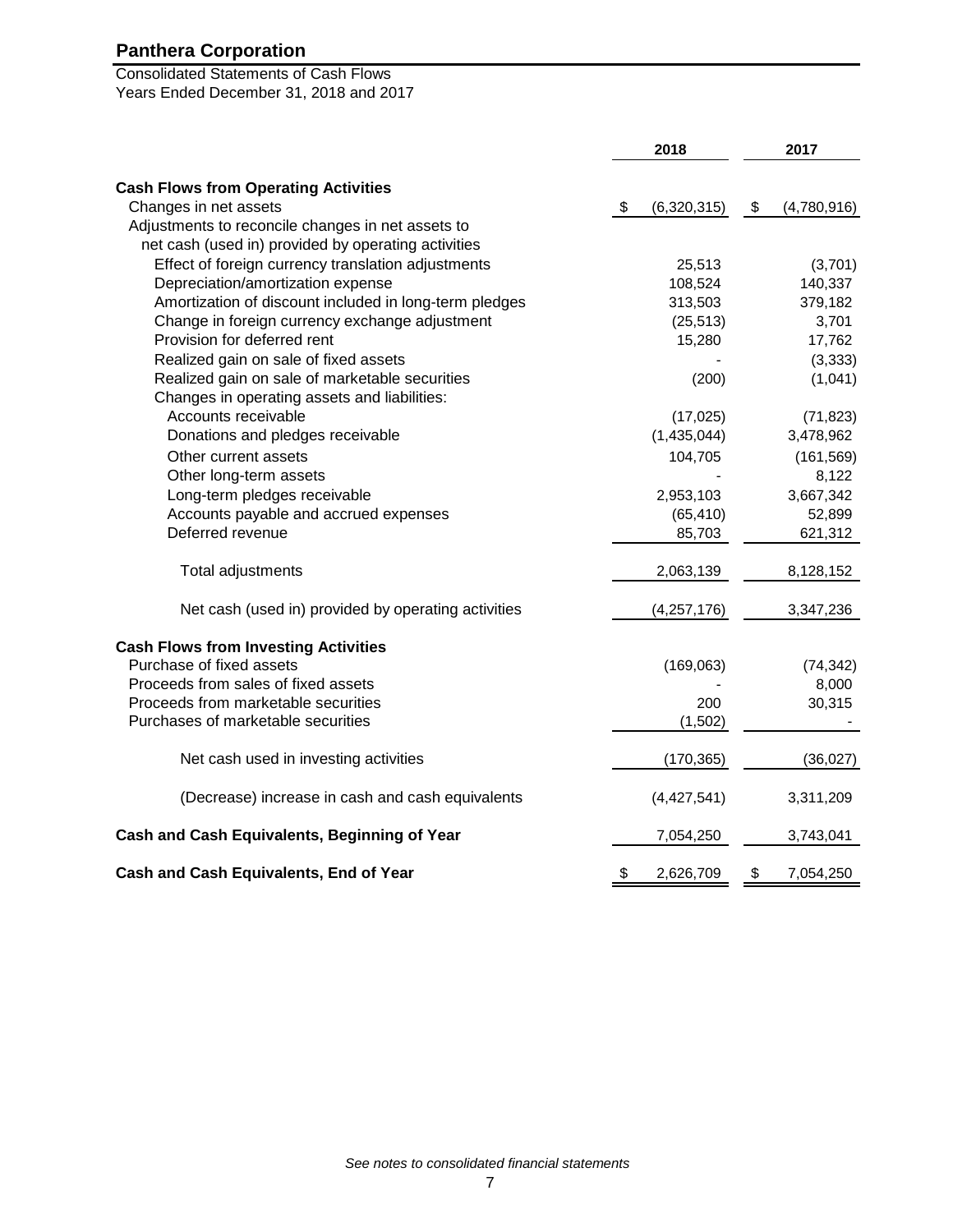# Panthera Corporation

Consolidated Statements of Cash Flows
Years Ended December 31, 2018 and 2017

| | 2018 | 2017 |
|---|---|---|
| **Cash Flows from Operating Activities** | | |
| Changes in net assets | $ (6,320,315) | $ (4,780,916) |
| Adjustments to reconcile changes in net assets to net cash (used in) provided by operating activities | | |
| Effect of foreign currency translation adjustments | 25,513 | (3,701) |
| Depreciation/amortization expense | 108,524 | 140,337 |
| Amortization of discount included in long-term pledges | 313,503 | 379,182 |
| Change in foreign currency exchange adjustment | (25,513) | 3,701 |
| Provision for deferred rent | 15,280 | 17,762 |
| Realized gain on sale of fixed assets | - | (3,333) |
| Realized gain on sale of marketable securities | (200) | (1,041) |
| Changes in operating assets and liabilities: | | |
| Accounts receivable | (17,025) | (71,823) |
| Donations and pledges receivable | (1,435,044) | 3,478,962 |
| Other current assets | 104,705 | (161,569) |
| Other long-term assets | - | 8,122 |
| Long-term pledges receivable | 2,953,103 | 3,667,342 |
| Accounts payable and accrued expenses | (65,410) | 52,899 |
| Deferred revenue | 85,703 | 621,312 |
| Total adjustments | 2,063,139 | 8,128,152 |
| Net cash (used in) provided by operating activities | (4,257,176) | 3,347,236 |
| **Cash Flows from Investing Activities** | | |
| Purchase of fixed assets | (169,063) | (74,342) |
| Proceeds from sales of fixed assets | - | 8,000 |
| Proceeds from marketable securities | 200 | 30,315 |
| Purchases of marketable securities | (1,502) | - |
| Net cash used in investing activities | (170,365) | (36,027) |
| (Decrease) increase in cash and cash equivalents | (4,427,541) | 3,311,209 |
| **Cash and Cash Equivalents, Beginning of Year** | 7,054,250 | 3,743,041 |
| **Cash and Cash Equivalents, End of Year** | $ 2,626,709 | $ 7,054,250 |

*See notes to consolidated financial statements*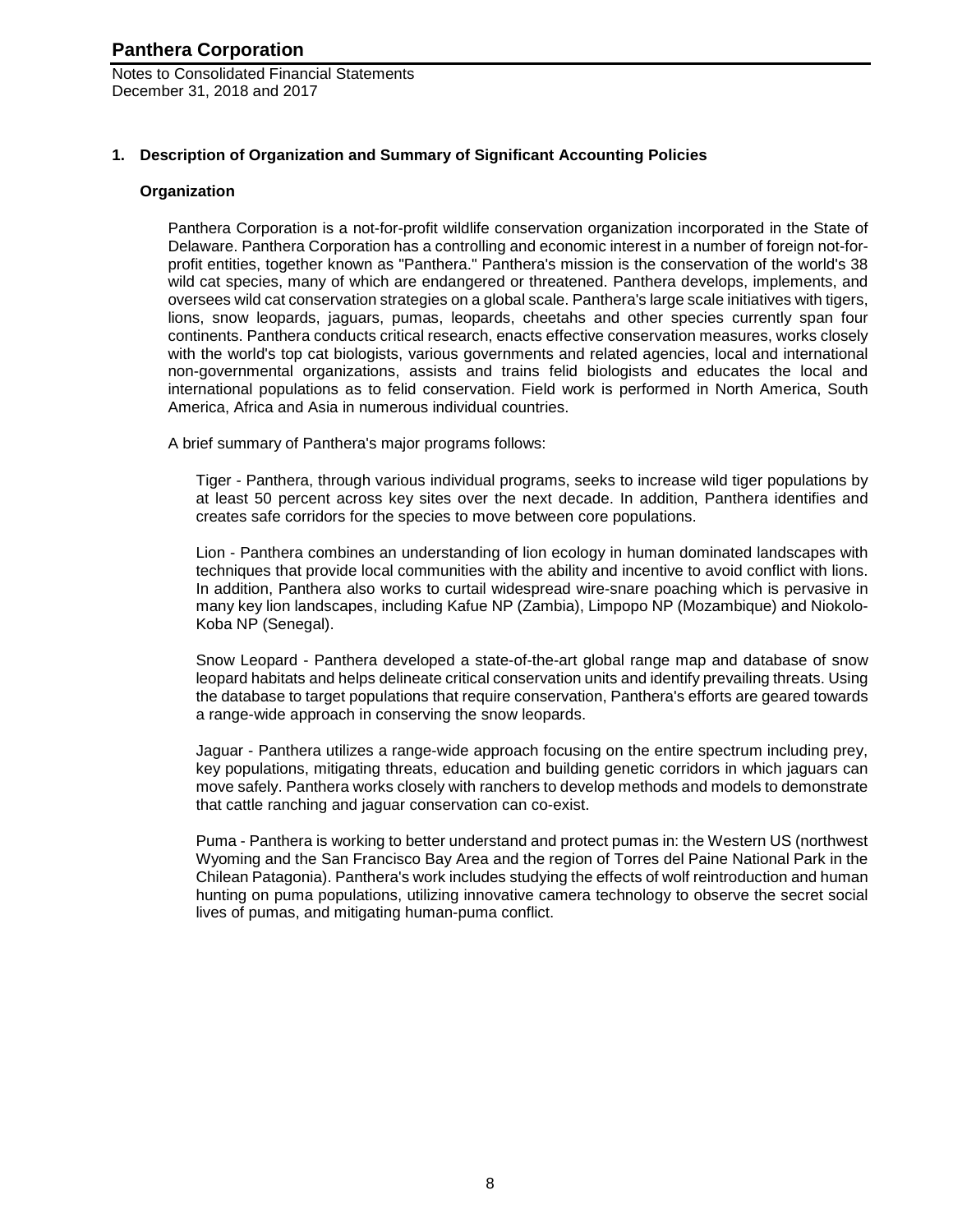## 1. Description of Organization and Summary of Significant Accounting Policies

### Organization

Panthera Corporation is a not-for-profit wildlife conservation organization incorporated in the State of Delaware. Panthera Corporation has a controlling and economic interest in a number of foreign not-for-profit entities, together known as "Panthera." Panthera's mission is the conservation of the world's 38 wild cat species, many of which are endangered or threatened. Panthera develops, implements, and oversees wild cat conservation strategies on a global scale. Panthera's large scale initiatives with tigers, lions, snow leopards, jaguars, pumas, leopards, cheetahs and other species currently span four continents. Panthera conducts critical research, enacts effective conservation measures, works closely with the world's top cat biologists, various governments and related agencies, local and international non-governmental organizations, assists and trains felid biologists and educates the local and international populations as to felid conservation. Field work is performed in North America, South America, Africa and Asia in numerous individual countries.

A brief summary of Panthera's major programs follows:

Tiger - Panthera, through various individual programs, seeks to increase wild tiger populations by at least 50 percent across key sites over the next decade. In addition, Panthera identifies and creates safe corridors for the species to move between core populations.

Lion - Panthera combines an understanding of lion ecology in human dominated landscapes with techniques that provide local communities with the ability and incentive to avoid conflict with lions. In addition, Panthera also works to curtail widespread wire-snare poaching which is pervasive in many key lion landscapes, including Kafue NP (Zambia), Limpopo NP (Mozambique) and Niokolo-Koba NP (Senegal).

Snow Leopard - Panthera developed a state-of-the-art global range map and database of snow leopard habitats and helps delineate critical conservation units and identify prevailing threats. Using the database to target populations that require conservation, Panthera's efforts are geared towards a range-wide approach in conserving the snow leopards.

Jaguar - Panthera utilizes a range-wide approach focusing on the entire spectrum including prey, key populations, mitigating threats, education and building genetic corridors in which jaguars can move safely. Panthera works closely with ranchers to develop methods and models to demonstrate that cattle ranching and jaguar conservation can co-exist.

Puma - Panthera is working to better understand and protect pumas in: the Western US (northwest Wyoming and the San Francisco Bay Area and the region of Torres del Paine National Park in the Chilean Patagonia). Panthera's work includes studying the effects of wolf reintroduction and human hunting on puma populations, utilizing innovative camera technology to observe the secret social lives of pumas, and mitigating human-puma conflict.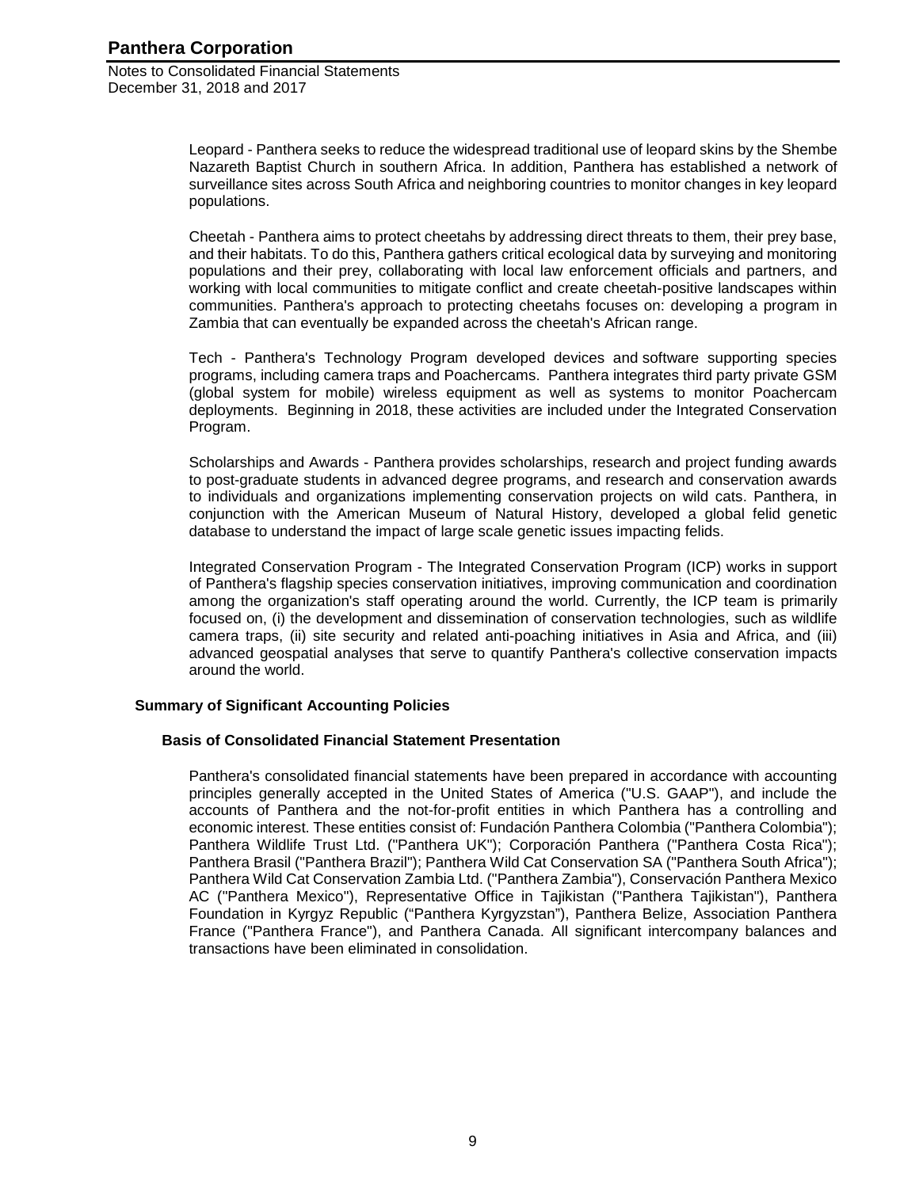Leopard - Panthera seeks to reduce the widespread traditional use of leopard skins by the Shembe Nazareth Baptist Church in southern Africa. In addition, Panthera has established a network of surveillance sites across South Africa and neighboring countries to monitor changes in key leopard populations.

Cheetah - Panthera aims to protect cheetahs by addressing direct threats to them, their prey base, and their habitats. To do this, Panthera gathers critical ecological data by surveying and monitoring populations and their prey, collaborating with local law enforcement officials and partners, and working with local communities to mitigate conflict and create cheetah-positive landscapes within communities. Panthera's approach to protecting cheetahs focuses on: developing a program in Zambia that can eventually be expanded across the cheetah's African range.

Tech - Panthera's Technology Program developed devices and software supporting species programs, including camera traps and Poachercams. Panthera integrates third party private GSM (global system for mobile) wireless equipment as well as systems to monitor Poachercam deployments. Beginning in 2018, these activities are included under the Integrated Conservation Program.

Scholarships and Awards - Panthera provides scholarships, research and project funding awards to post-graduate students in advanced degree programs, and research and conservation awards to individuals and organizations implementing conservation projects on wild cats. Panthera, in conjunction with the American Museum of Natural History, developed a global felid genetic database to understand the impact of large scale genetic issues impacting felids.

Integrated Conservation Program - The Integrated Conservation Program (ICP) works in support of Panthera's flagship species conservation initiatives, improving communication and coordination among the organization's staff operating around the world. Currently, the ICP team is primarily focused on, (i) the development and dissemination of conservation technologies, such as wildlife camera traps, (ii) site security and related anti-poaching initiatives in Asia and Africa, and (iii) advanced geospatial analyses that serve to quantify Panthera's collective conservation impacts around the world.

## Summary of Significant Accounting Policies

### Basis of Consolidated Financial Statement Presentation

Panthera's consolidated financial statements have been prepared in accordance with accounting principles generally accepted in the United States of America ("U.S. GAAP"), and include the accounts of Panthera and the not-for-profit entities in which Panthera has a controlling and economic interest. These entities consist of: Fundación Panthera Colombia ("Panthera Colombia"); Panthera Wildlife Trust Ltd. ("Panthera UK"); Corporación Panthera ("Panthera Costa Rica"); Panthera Brasil ("Panthera Brazil"); Panthera Wild Cat Conservation SA ("Panthera South Africa"); Panthera Wild Cat Conservation Zambia Ltd. ("Panthera Zambia"), Conservación Panthera Mexico AC ("Panthera Mexico"), Representative Office in Tajikistan ("Panthera Tajikistan"), Panthera Foundation in Kyrgyz Republic ("Panthera Kyrgyzstan"), Panthera Belize, Association Panthera France ("Panthera France"), and Panthera Canada. All significant intercompany balances and transactions have been eliminated in consolidation.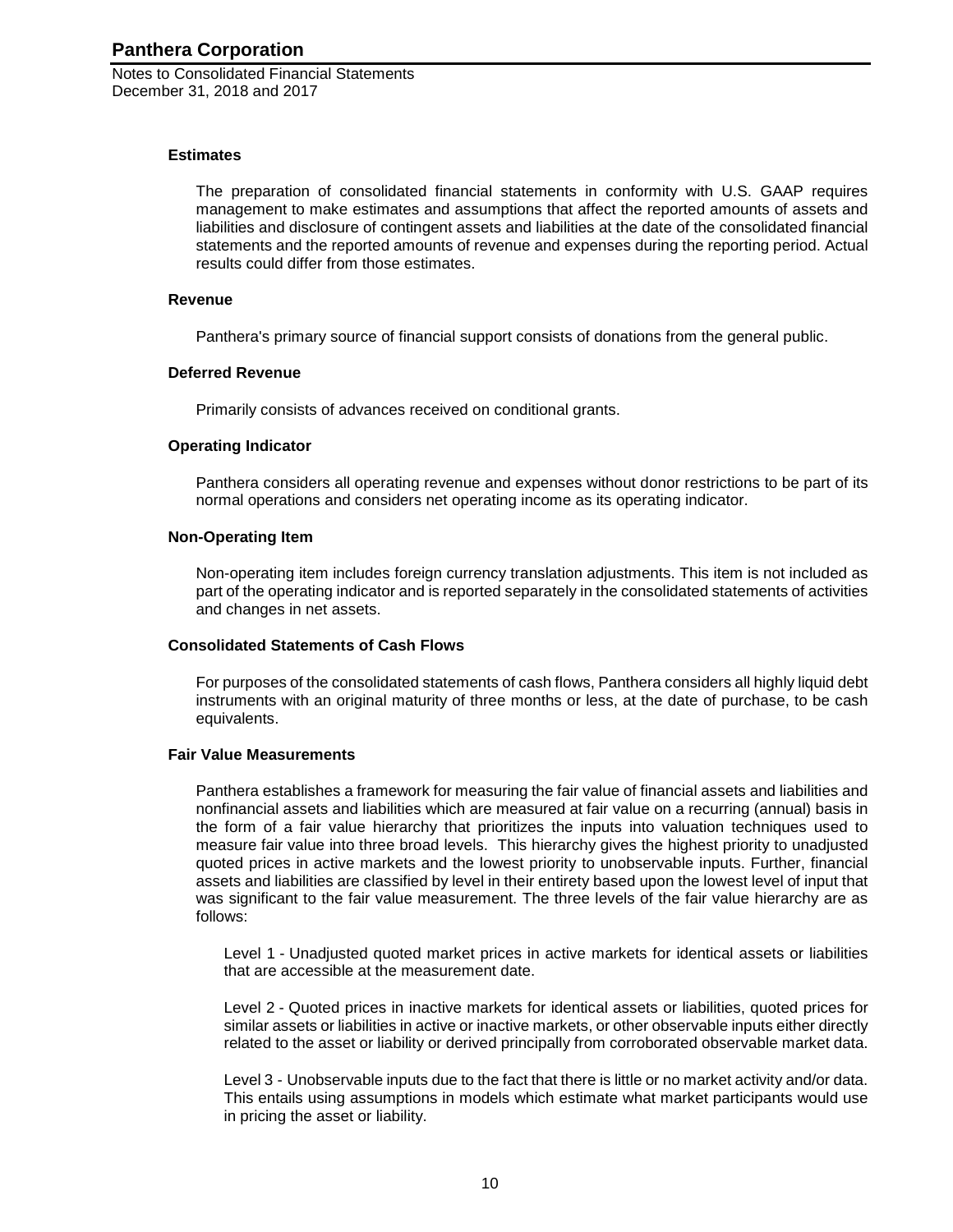### Estimates

The preparation of consolidated financial statements in conformity with U.S. GAAP requires management to make estimates and assumptions that affect the reported amounts of assets and liabilities and disclosure of contingent assets and liabilities at the date of the consolidated financial statements and the reported amounts of revenue and expenses during the reporting period. Actual results could differ from those estimates.

### Revenue

Panthera's primary source of financial support consists of donations from the general public.

### Deferred Revenue

Primarily consists of advances received on conditional grants.

### Operating Indicator

Panthera considers all operating revenue and expenses without donor restrictions to be part of its normal operations and considers net operating income as its operating indicator.

### Non-Operating Item

Non-operating item includes foreign currency translation adjustments. This item is not included as part of the operating indicator and is reported separately in the consolidated statements of activities and changes in net assets.

### Consolidated Statements of Cash Flows

For purposes of the consolidated statements of cash flows, Panthera considers all highly liquid debt instruments with an original maturity of three months or less, at the date of purchase, to be cash equivalents.

### Fair Value Measurements

Panthera establishes a framework for measuring the fair value of financial assets and liabilities and nonfinancial assets and liabilities which are measured at fair value on a recurring (annual) basis in the form of a fair value hierarchy that prioritizes the inputs into valuation techniques used to measure fair value into three broad levels. This hierarchy gives the highest priority to unadjusted quoted prices in active markets and the lowest priority to unobservable inputs. Further, financial assets and liabilities are classified by level in their entirety based upon the lowest level of input that was significant to the fair value measurement. The three levels of the fair value hierarchy are as follows:

Level 1 - Unadjusted quoted market prices in active markets for identical assets or liabilities that are accessible at the measurement date.

Level 2 - Quoted prices in inactive markets for identical assets or liabilities, quoted prices for similar assets or liabilities in active or inactive markets, or other observable inputs either directly related to the asset or liability or derived principally from corroborated observable market data.

Level 3 - Unobservable inputs due to the fact that there is little or no market activity and/or data. This entails using assumptions in models which estimate what market participants would use in pricing the asset or liability.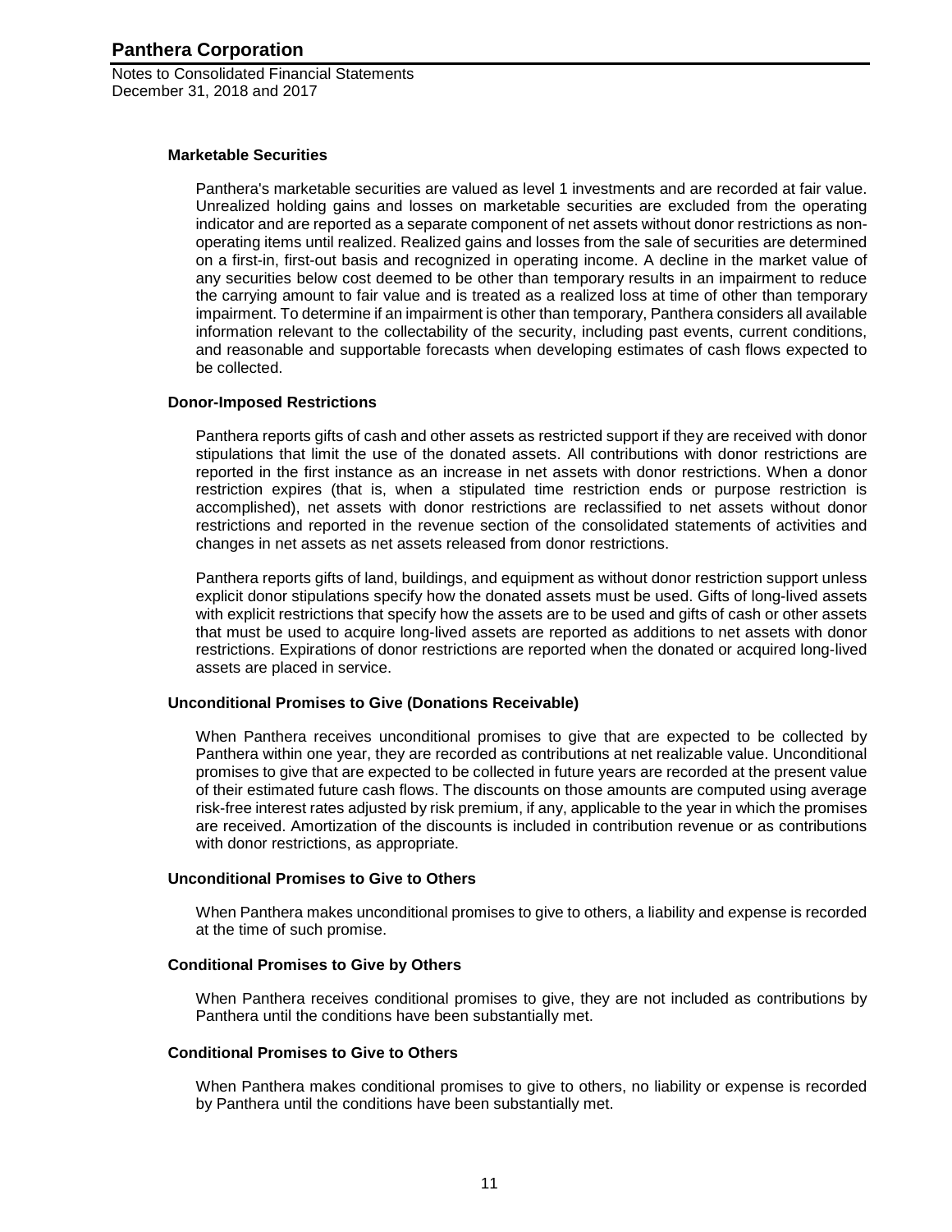#### Marketable Securities

Panthera's marketable securities are valued as level 1 investments and are recorded at fair value. Unrealized holding gains and losses on marketable securities are excluded from the operating indicator and are reported as a separate component of net assets without donor restrictions as non-operating items until realized. Realized gains and losses from the sale of securities are determined on a first-in, first-out basis and recognized in operating income. A decline in the market value of any securities below cost deemed to be other than temporary results in an impairment to reduce the carrying amount to fair value and is treated as a realized loss at time of other than temporary impairment. To determine if an impairment is other than temporary, Panthera considers all available information relevant to the collectability of the security, including past events, current conditions, and reasonable and supportable forecasts when developing estimates of cash flows expected to be collected.

#### Donor-Imposed Restrictions

Panthera reports gifts of cash and other assets as restricted support if they are received with donor stipulations that limit the use of the donated assets. All contributions with donor restrictions are reported in the first instance as an increase in net assets with donor restrictions. When a donor restriction expires (that is, when a stipulated time restriction ends or purpose restriction is accomplished), net assets with donor restrictions are reclassified to net assets without donor restrictions and reported in the revenue section of the consolidated statements of activities and changes in net assets as net assets released from donor restrictions.

Panthera reports gifts of land, buildings, and equipment as without donor restriction support unless explicit donor stipulations specify how the donated assets must be used. Gifts of long-lived assets with explicit restrictions that specify how the assets are to be used and gifts of cash or other assets that must be used to acquire long-lived assets are reported as additions to net assets with donor restrictions. Expirations of donor restrictions are reported when the donated or acquired long-lived assets are placed in service.

#### Unconditional Promises to Give (Donations Receivable)

When Panthera receives unconditional promises to give that are expected to be collected by Panthera within one year, they are recorded as contributions at net realizable value. Unconditional promises to give that are expected to be collected in future years are recorded at the present value of their estimated future cash flows. The discounts on those amounts are computed using average risk-free interest rates adjusted by risk premium, if any, applicable to the year in which the promises are received. Amortization of the discounts is included in contribution revenue or as contributions with donor restrictions, as appropriate.

#### Unconditional Promises to Give to Others

When Panthera makes unconditional promises to give to others, a liability and expense is recorded at the time of such promise.

#### Conditional Promises to Give by Others

When Panthera receives conditional promises to give, they are not included as contributions by Panthera until the conditions have been substantially met.

#### Conditional Promises to Give to Others

When Panthera makes conditional promises to give to others, no liability or expense is recorded by Panthera until the conditions have been substantially met.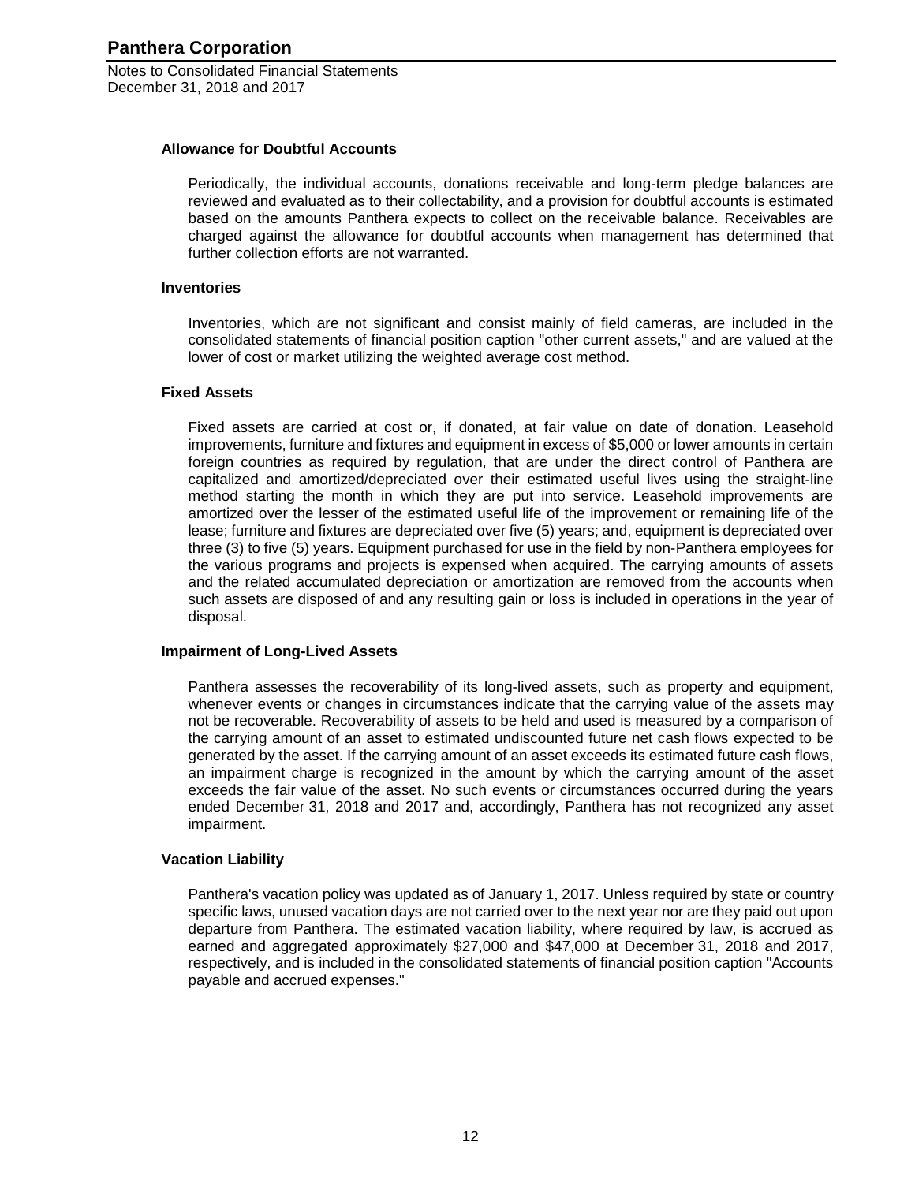#### Allowance for Doubtful Accounts

Periodically, the individual accounts, donations receivable and long-term pledge balances are reviewed and evaluated as to their collectability, and a provision for doubtful accounts is estimated based on the amounts Panthera expects to collect on the receivable balance. Receivables are charged against the allowance for doubtful accounts when management has determined that further collection efforts are not warranted.

#### Inventories

Inventories, which are not significant and consist mainly of field cameras, are included in the consolidated statements of financial position caption "other current assets," and are valued at the lower of cost or market utilizing the weighted average cost method.

#### Fixed Assets

Fixed assets are carried at cost or, if donated, at fair value on date of donation. Leasehold improvements, furniture and fixtures and equipment in excess of $5,000 or lower amounts in certain foreign countries as required by regulation, that are under the direct control of Panthera are capitalized and amortized/depreciated over their estimated useful lives using the straight-line method starting the month in which they are put into service. Leasehold improvements are amortized over the lesser of the estimated useful life of the improvement or remaining life of the lease; furniture and fixtures are depreciated over five (5) years; and, equipment is depreciated over three (3) to five (5) years. Equipment purchased for use in the field by non-Panthera employees for the various programs and projects is expensed when acquired. The carrying amounts of assets and the related accumulated depreciation or amortization are removed from the accounts when such assets are disposed of and any resulting gain or loss is included in operations in the year of disposal.

#### Impairment of Long-Lived Assets

Panthera assesses the recoverability of its long-lived assets, such as property and equipment, whenever events or changes in circumstances indicate that the carrying value of the assets may not be recoverable. Recoverability of assets to be held and used is measured by a comparison of the carrying amount of an asset to estimated undiscounted future net cash flows expected to be generated by the asset. If the carrying amount of an asset exceeds its estimated future cash flows, an impairment charge is recognized in the amount by which the carrying amount of the asset exceeds the fair value of the asset. No such events or circumstances occurred during the years ended December 31, 2018 and 2017 and, accordingly, Panthera has not recognized any asset impairment.

#### Vacation Liability

Panthera's vacation policy was updated as of January 1, 2017. Unless required by state or country specific laws, unused vacation days are not carried over to the next year nor are they paid out upon departure from Panthera. The estimated vacation liability, where required by law, is accrued as earned and aggregated approximately $27,000 and $47,000 at December 31, 2018 and 2017, respectively, and is included in the consolidated statements of financial position caption "Accounts payable and accrued expenses."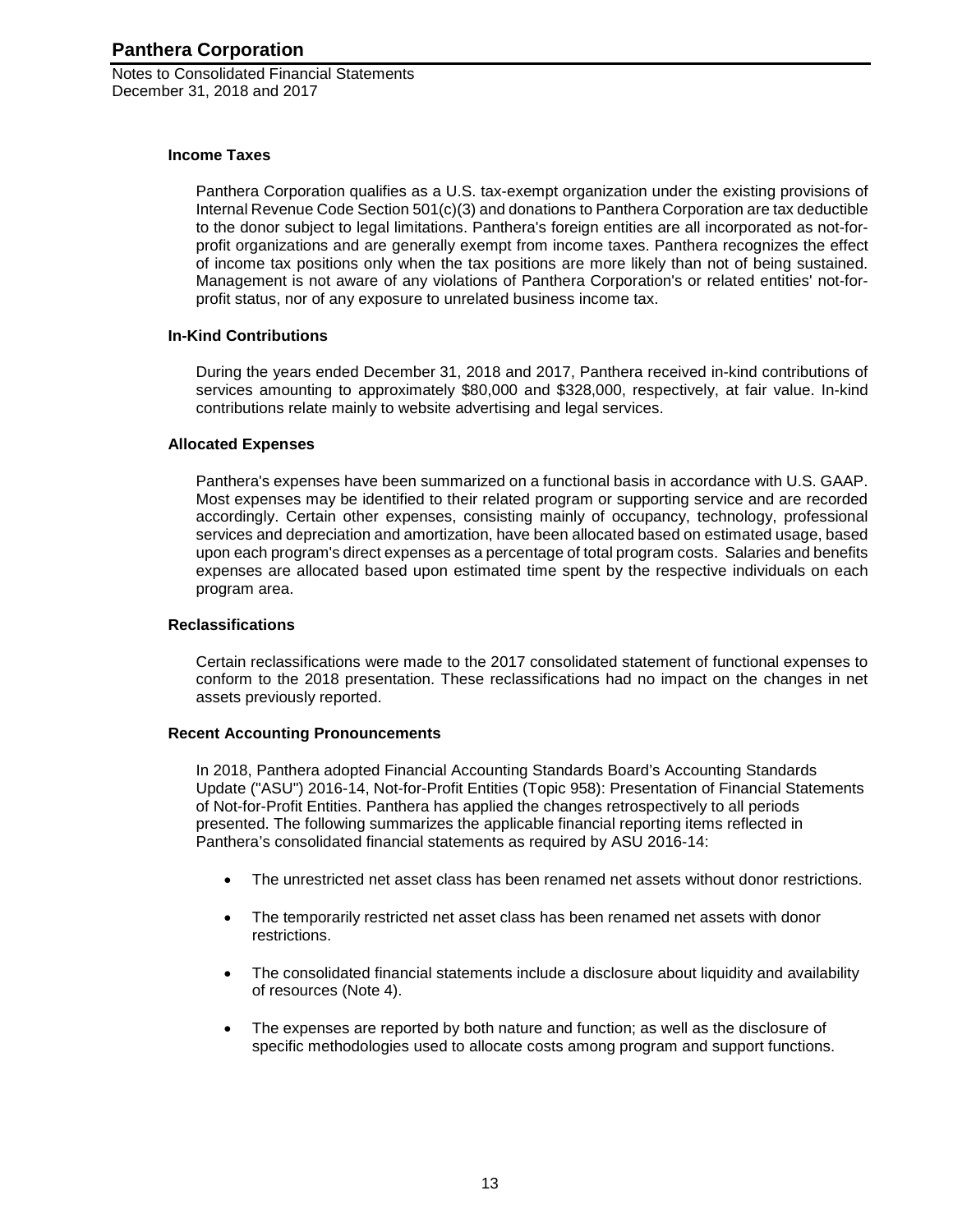### Income Taxes

Panthera Corporation qualifies as a U.S. tax-exempt organization under the existing provisions of Internal Revenue Code Section 501(c)(3) and donations to Panthera Corporation are tax deductible to the donor subject to legal limitations. Panthera's foreign entities are all incorporated as not-for-profit organizations and are generally exempt from income taxes. Panthera recognizes the effect of income tax positions only when the tax positions are more likely than not of being sustained. Management is not aware of any violations of Panthera Corporation's or related entities' not-for-profit status, nor of any exposure to unrelated business income tax.

### In-Kind Contributions

During the years ended December 31, 2018 and 2017, Panthera received in-kind contributions of services amounting to approximately $80,000 and $328,000, respectively, at fair value. In-kind contributions relate mainly to website advertising and legal services.

### Allocated Expenses

Panthera's expenses have been summarized on a functional basis in accordance with U.S. GAAP. Most expenses may be identified to their related program or supporting service and are recorded accordingly. Certain other expenses, consisting mainly of occupancy, technology, professional services and depreciation and amortization, have been allocated based on estimated usage, based upon each program's direct expenses as a percentage of total program costs. Salaries and benefits expenses are allocated based upon estimated time spent by the respective individuals on each program area.

### Reclassifications

Certain reclassifications were made to the 2017 consolidated statement of functional expenses to conform to the 2018 presentation. These reclassifications had no impact on the changes in net assets previously reported.

### Recent Accounting Pronouncements

In 2018, Panthera adopted Financial Accounting Standards Board's Accounting Standards Update ("ASU") 2016-14, Not-for-Profit Entities (Topic 958): Presentation of Financial Statements of Not-for-Profit Entities. Panthera has applied the changes retrospectively to all periods presented. The following summarizes the applicable financial reporting items reflected in Panthera's consolidated financial statements as required by ASU 2016-14:

- The unrestricted net asset class has been renamed net assets without donor restrictions.
- The temporarily restricted net asset class has been renamed net assets with donor restrictions.
- The consolidated financial statements include a disclosure about liquidity and availability of resources (Note 4).
- The expenses are reported by both nature and function; as well as the disclosure of specific methodologies used to allocate costs among program and support functions.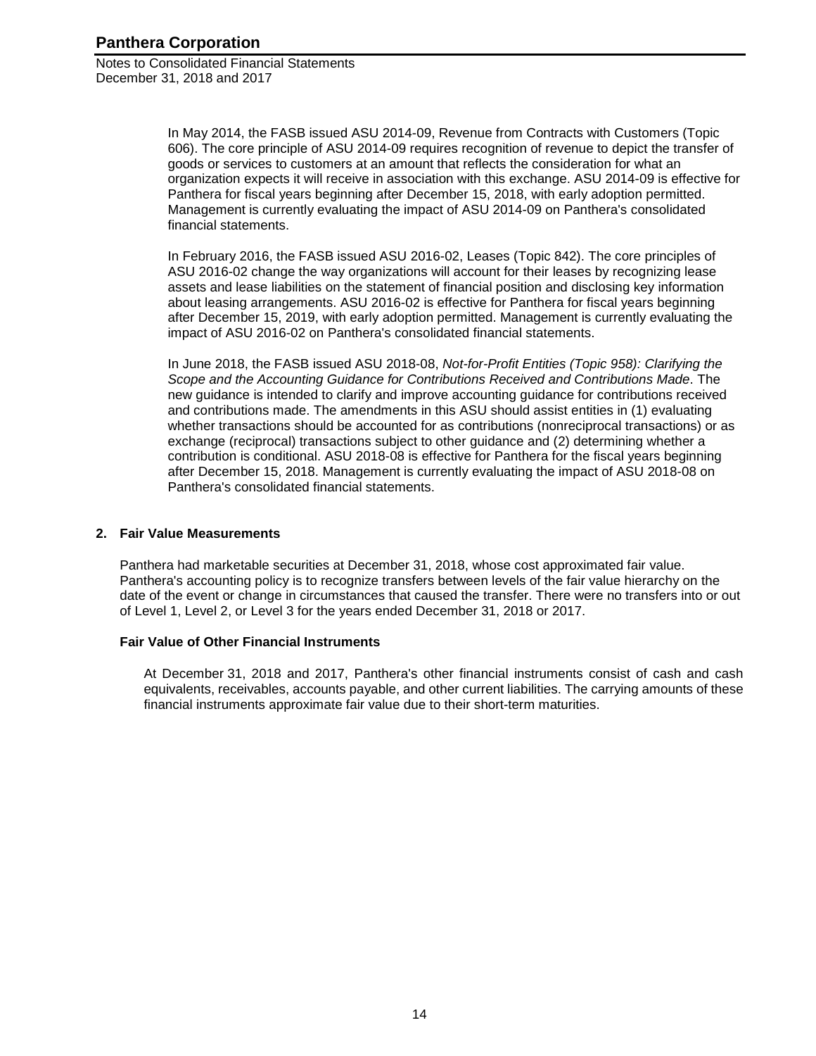In May 2014, the FASB issued ASU 2014-09, Revenue from Contracts with Customers (Topic 606). The core principle of ASU 2014-09 requires recognition of revenue to depict the transfer of goods or services to customers at an amount that reflects the consideration for what an organization expects it will receive in association with this exchange. ASU 2014-09 is effective for Panthera for fiscal years beginning after December 15, 2018, with early adoption permitted. Management is currently evaluating the impact of ASU 2014-09 on Panthera's consolidated financial statements.

In February 2016, the FASB issued ASU 2016-02, Leases (Topic 842). The core principles of ASU 2016-02 change the way organizations will account for their leases by recognizing lease assets and lease liabilities on the statement of financial position and disclosing key information about leasing arrangements. ASU 2016-02 is effective for Panthera for fiscal years beginning after December 15, 2019, with early adoption permitted. Management is currently evaluating the impact of ASU 2016-02 on Panthera's consolidated financial statements.

In June 2018, the FASB issued ASU 2018-08, *Not-for-Profit Entities (Topic 958): Clarifying the Scope and the Accounting Guidance for Contributions Received and Contributions Made*. The new guidance is intended to clarify and improve accounting guidance for contributions received and contributions made. The amendments in this ASU should assist entities in (1) evaluating whether transactions should be accounted for as contributions (nonreciprocal transactions) or as exchange (reciprocal) transactions subject to other guidance and (2) determining whether a contribution is conditional. ASU 2018-08 is effective for Panthera for the fiscal years beginning after December 15, 2018. Management is currently evaluating the impact of ASU 2018-08 on Panthera's consolidated financial statements.

## 2. Fair Value Measurements

Panthera had marketable securities at December 31, 2018, whose cost approximated fair value. Panthera's accounting policy is to recognize transfers between levels of the fair value hierarchy on the date of the event or change in circumstances that caused the transfer. There were no transfers into or out of Level 1, Level 2, or Level 3 for the years ended December 31, 2018 or 2017.

### Fair Value of Other Financial Instruments

At December 31, 2018 and 2017, Panthera's other financial instruments consist of cash and cash equivalents, receivables, accounts payable, and other current liabilities. The carrying amounts of these financial instruments approximate fair value due to their short-term maturities.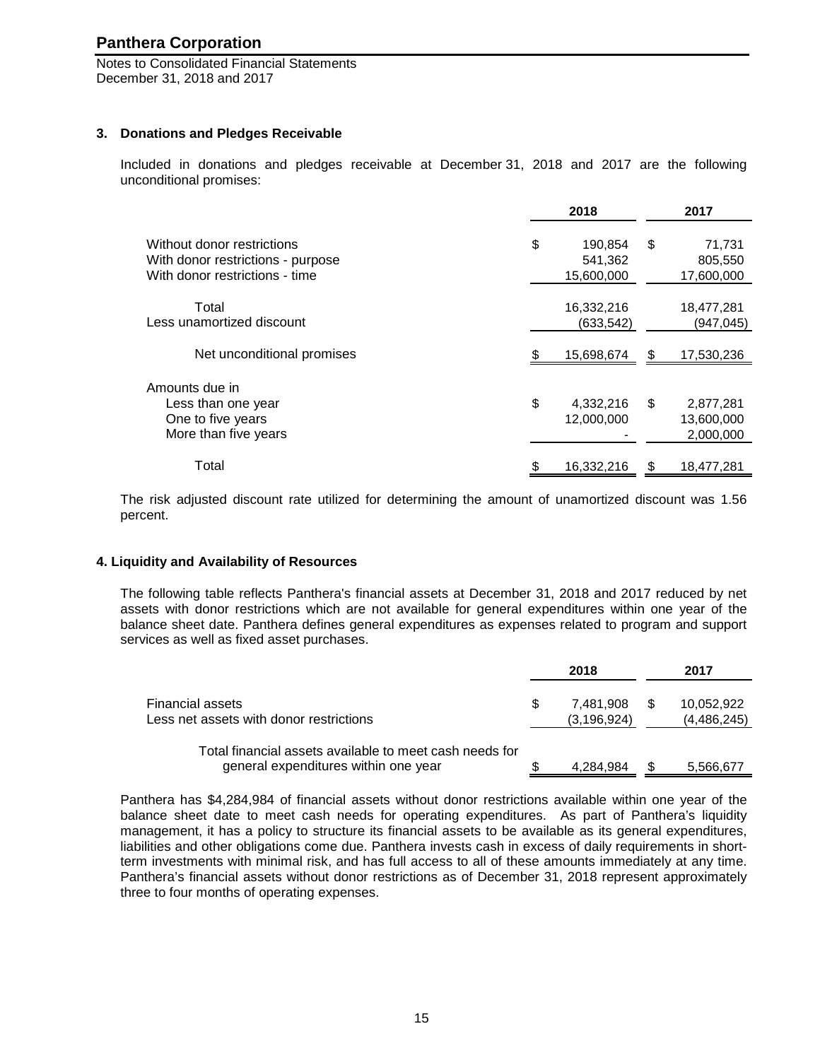## 3. Donations and Pledges Receivable

Included in donations and pledges receivable at December 31, 2018 and 2017 are the following unconditional promises:

| | 2018 | 2017 |
|---|---|---|
| Without donor restrictions | $ 190,854 | $ 71,731 |
| With donor restrictions - purpose | 541,362 | 805,550 |
| With donor restrictions - time | 15,600,000 | 17,600,000 |
| Total | 16,332,216 | 18,477,281 |
| Less unamortized discount | (633,542) | (947,045) |
| Net unconditional promises | $ 15,698,674 | $ 17,530,236 |
| Amounts due in | | |
| Less than one year | $ 4,332,216 | $ 2,877,281 |
| One to five years | 12,000,000 | 13,600,000 |
| More than five years | - | 2,000,000 |
| Total | $ 16,332,216 | $ 18,477,281 |

The risk adjusted discount rate utilized for determining the amount of unamortized discount was 1.56 percent.

## 4. Liquidity and Availability of Resources

The following table reflects Panthera's financial assets at December 31, 2018 and 2017 reduced by net assets with donor restrictions which are not available for general expenditures within one year of the balance sheet date. Panthera defines general expenditures as expenses related to program and support services as well as fixed asset purchases.

| | 2018 | 2017 |
|---|---|---|
| Financial assets | $ 7,481,908 | $ 10,052,922 |
| Less net assets with donor restrictions | (3,196,924) | (4,486,245) |
| Total financial assets available to meet cash needs for general expenditures within one year | $ 4,284,984 | $ 5,566,677 |

Panthera has $4,284,984 of financial assets without donor restrictions available within one year of the balance sheet date to meet cash needs for operating expenditures. As part of Panthera's liquidity management, it has a policy to structure its financial assets to be available as its general expenditures, liabilities and other obligations come due. Panthera invests cash in excess of daily requirements in short-term investments with minimal risk, and has full access to all of these amounts immediately at any time. Panthera's financial assets without donor restrictions as of December 31, 2018 represent approximately three to four months of operating expenses.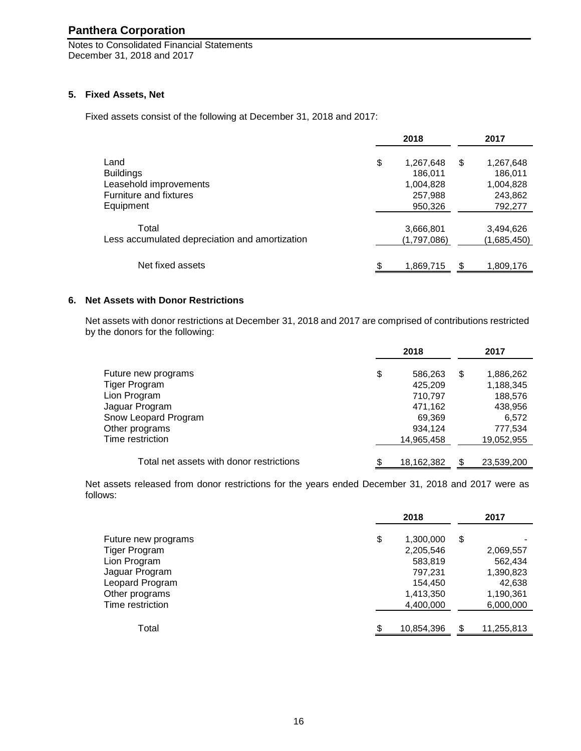## 5. Fixed Assets, Net

Fixed assets consist of the following at December 31, 2018 and 2017:

| | 2018 | 2017 |
|---|---|---|
| Land | $ 1,267,648 | $ 1,267,648 |
| Buildings | 186,011 | 186,011 |
| Leasehold improvements | 1,004,828 | 1,004,828 |
| Furniture and fixtures | 257,988 | 243,862 |
| Equipment | 950,326 | 792,277 |
| Total | 3,666,801 | 3,494,626 |
| Less accumulated depreciation and amortization | (1,797,086) | (1,685,450) |
| Net fixed assets | $ 1,869,715 | $ 1,809,176 |

## 6. Net Assets with Donor Restrictions

Net assets with donor restrictions at December 31, 2018 and 2017 are comprised of contributions restricted by the donors for the following:

| | 2018 | 2017 |
|---|---|---|
| Future new programs | $ 586,263 | $ 1,886,262 |
| Tiger Program | 425,209 | 1,188,345 |
| Lion Program | 710,797 | 188,576 |
| Jaguar Program | 471,162 | 438,956 |
| Snow Leopard Program | 69,369 | 6,572 |
| Other programs | 934,124 | 777,534 |
| Time restriction | 14,965,458 | 19,052,955 |
| Total net assets with donor restrictions | $ 18,162,382 | $ 23,539,200 |

Net assets released from donor restrictions for the years ended December 31, 2018 and 2017 were as follows:

| | 2018 | 2017 |
|---|---|---|
| Future new programs | $ 1,300,000 | $ - |
| Tiger Program | 2,205,546 | 2,069,557 |
| Lion Program | 583,819 | 562,434 |
| Jaguar Program | 797,231 | 1,390,823 |
| Leopard Program | 154,450 | 42,638 |
| Other programs | 1,413,350 | 1,190,361 |
| Time restriction | 4,400,000 | 6,000,000 |
| Total | $ 10,854,396 | $ 11,255,813 |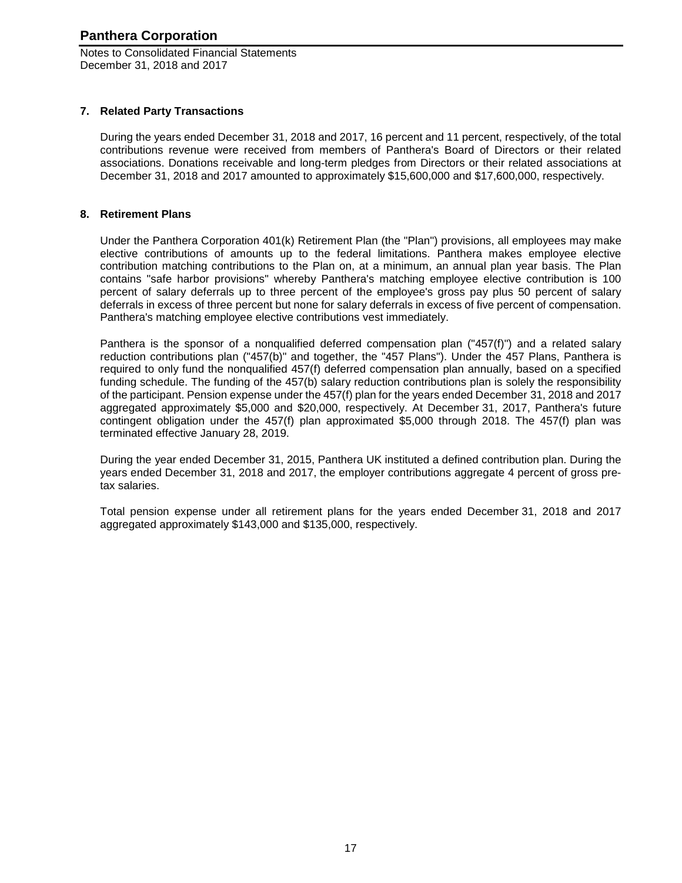## 7. Related Party Transactions

During the years ended December 31, 2018 and 2017, 16 percent and 11 percent, respectively, of the total contributions revenue were received from members of Panthera's Board of Directors or their related associations. Donations receivable and long-term pledges from Directors or their related associations at December 31, 2018 and 2017 amounted to approximately $15,600,000 and $17,600,000, respectively.

## 8. Retirement Plans

Under the Panthera Corporation 401(k) Retirement Plan (the "Plan") provisions, all employees may make elective contributions of amounts up to the federal limitations. Panthera makes employee elective contribution matching contributions to the Plan on, at a minimum, an annual plan year basis. The Plan contains "safe harbor provisions" whereby Panthera's matching employee elective contribution is 100 percent of salary deferrals up to three percent of the employee's gross pay plus 50 percent of salary deferrals in excess of three percent but none for salary deferrals in excess of five percent of compensation. Panthera's matching employee elective contributions vest immediately.

Panthera is the sponsor of a nonqualified deferred compensation plan ("457(f)") and a related salary reduction contributions plan ("457(b)" and together, the "457 Plans"). Under the 457 Plans, Panthera is required to only fund the nonqualified 457(f) deferred compensation plan annually, based on a specified funding schedule. The funding of the 457(b) salary reduction contributions plan is solely the responsibility of the participant. Pension expense under the 457(f) plan for the years ended December 31, 2018 and 2017 aggregated approximately $5,000 and $20,000, respectively. At December 31, 2017, Panthera's future contingent obligation under the 457(f) plan approximated $5,000 through 2018. The 457(f) plan was terminated effective January 28, 2019.

During the year ended December 31, 2015, Panthera UK instituted a defined contribution plan. During the years ended December 31, 2018 and 2017, the employer contributions aggregate 4 percent of gross pre-tax salaries.

Total pension expense under all retirement plans for the years ended December 31, 2018 and 2017 aggregated approximately $143,000 and $135,000, respectively.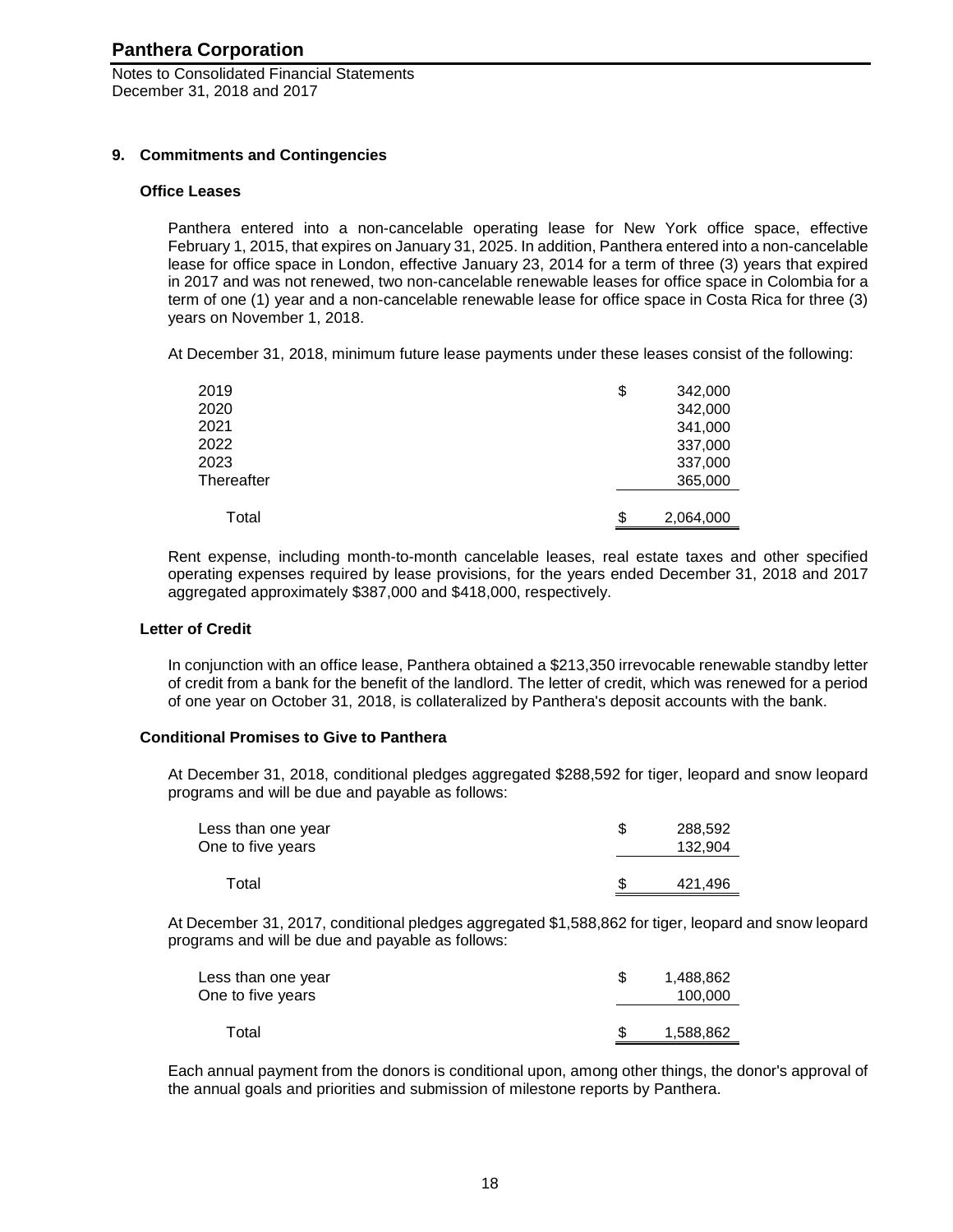## 9. Commitments and Contingencies

### Office Leases

Panthera entered into a non-cancelable operating lease for New York office space, effective February 1, 2015, that expires on January 31, 2025. In addition, Panthera entered into a non-cancelable lease for office space in London, effective January 23, 2014 for a term of three (3) years that expired in 2017 and was not renewed, two non-cancelable renewable leases for office space in Colombia for a term of one (1) year and a non-cancelable renewable lease for office space in Costa Rica for three (3) years on November 1, 2018.

At December 31, 2018, minimum future lease payments under these leases consist of the following:

| | |
|---|---|
| 2019 | $ 342,000 |
| 2020 | 342,000 |
| 2021 | 341,000 |
| 2022 | 337,000 |
| 2023 | 337,000 |
| Thereafter | 365,000 |
| Total | $ 2,064,000 |

Rent expense, including month-to-month cancelable leases, real estate taxes and other specified operating expenses required by lease provisions, for the years ended December 31, 2018 and 2017 aggregated approximately $387,000 and $418,000, respectively.

### Letter of Credit

In conjunction with an office lease, Panthera obtained a $213,350 irrevocable renewable standby letter of credit from a bank for the benefit of the landlord. The letter of credit, which was renewed for a period of one year on October 31, 2018, is collateralized by Panthera's deposit accounts with the bank.

### Conditional Promises to Give to Panthera

At December 31, 2018, conditional pledges aggregated $288,592 for tiger, leopard and snow leopard programs and will be due and payable as follows:

| | |
|---|---|
| Less than one year | $ 288,592 |
| One to five years | 132,904 |
| Total | $ 421,496 |

At December 31, 2017, conditional pledges aggregated $1,588,862 for tiger, leopard and snow leopard programs and will be due and payable as follows:

| | |
|---|---|
| Less than one year | $ 1,488,862 |
| One to five years | 100,000 |
| Total | $ 1,588,862 |

Each annual payment from the donors is conditional upon, among other things, the donor's approval of the annual goals and priorities and submission of milestone reports by Panthera.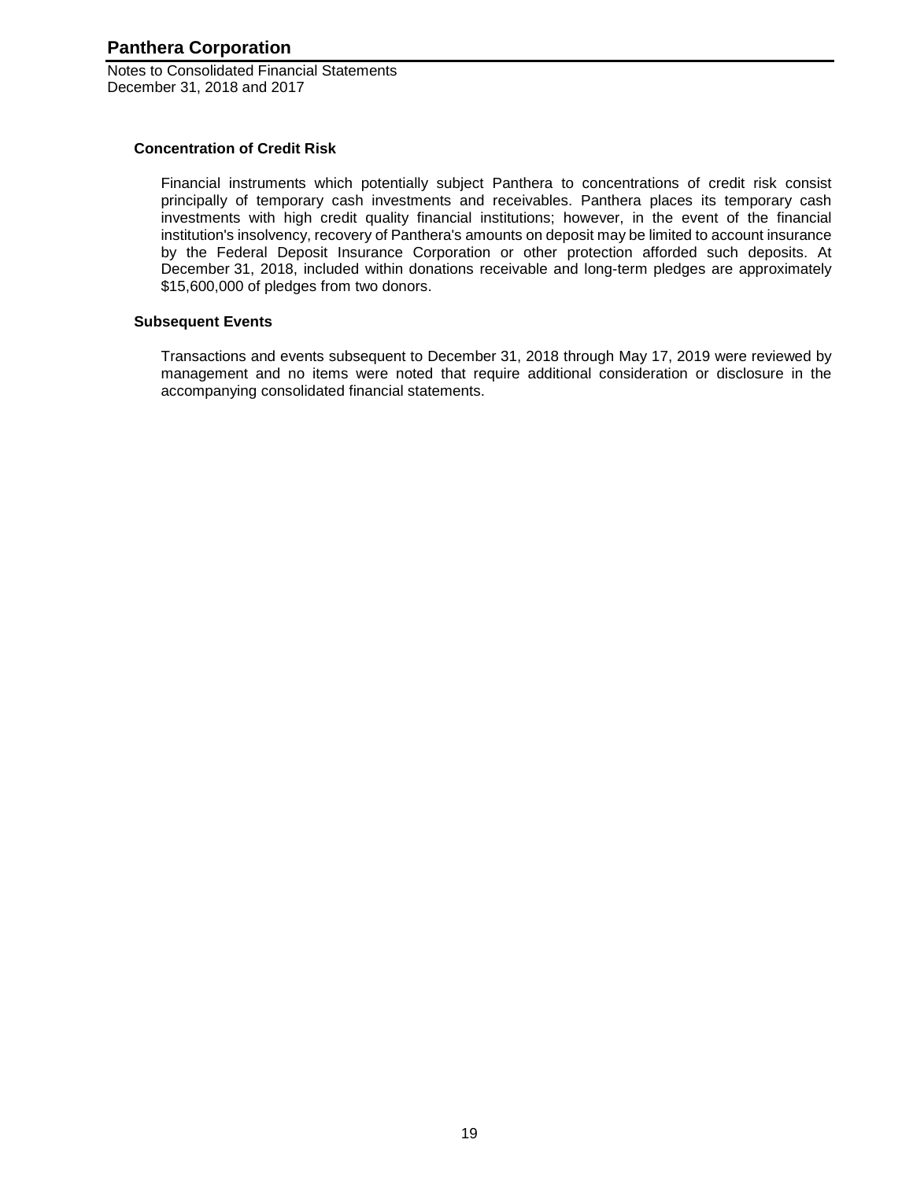### Concentration of Credit Risk

Financial instruments which potentially subject Panthera to concentrations of credit risk consist principally of temporary cash investments and receivables. Panthera places its temporary cash investments with high credit quality financial institutions; however, in the event of the financial institution's insolvency, recovery of Panthera's amounts on deposit may be limited to account insurance by the Federal Deposit Insurance Corporation or other protection afforded such deposits. At December 31, 2018, included within donations receivable and long-term pledges are approximately $15,600,000 of pledges from two donors.

### Subsequent Events

Transactions and events subsequent to December 31, 2018 through May 17, 2019 were reviewed by management and no items were noted that require additional consideration or disclosure in the accompanying consolidated financial statements.